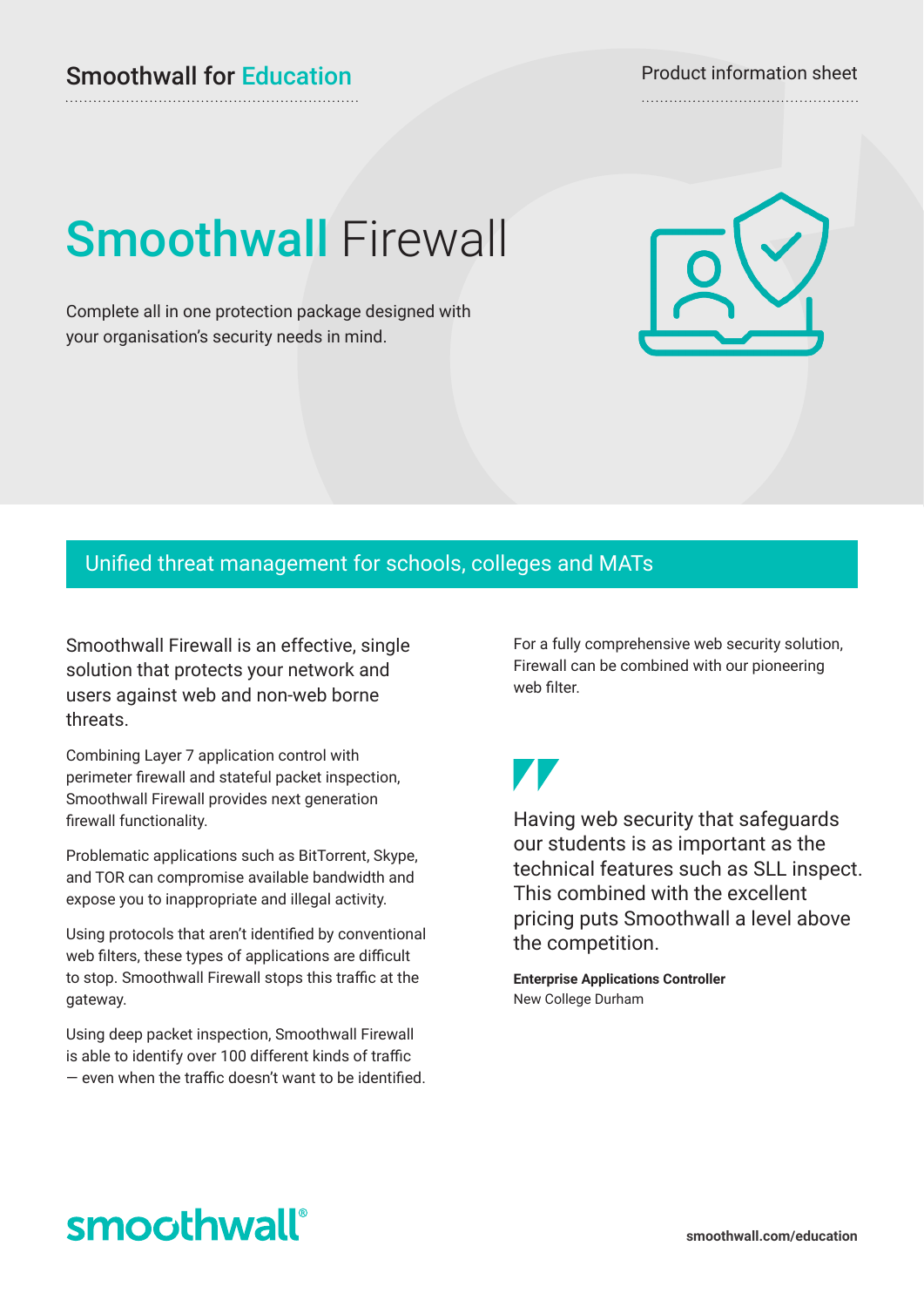Smoothwall for Education

Product information sheet

# Smoothwall Firewall

Complete all in one protection package designed with your organisation's security needs in mind.

## Unified threat management for schools, colleges and MATs

Smoothwall Firewall is an effective, single solution that protects your network and users against web and non-web borne threats.

Combining Layer 7 application control with perimeter firewall and stateful packet inspection, Smoothwall Firewall provides next generation firewall functionality.

Problematic applications such as BitTorrent, Skype, and TOR can compromise available bandwidth and expose you to inappropriate and illegal activity.

Using protocols that aren't identified by conventional web filters, these types of applications are difficult to stop. Smoothwall Firewall stops this traffic at the gateway.

Using deep packet inspection, Smoothwall Firewall is able to identify over 100 different kinds of traffic — even when the traffic doesn't want to be identified.

For a fully comprehensive web security solution, Firewall can be combined with our pioneering web filter.

> Having web security that safeguards our students is as important as the technical features such as SLL inspect. This combined with the excellent pricing puts Smoothwall a level above the competition.
>
> **Enterprise Applications Controller**
> New College Durham

smoothwall®

smoothwall.com/education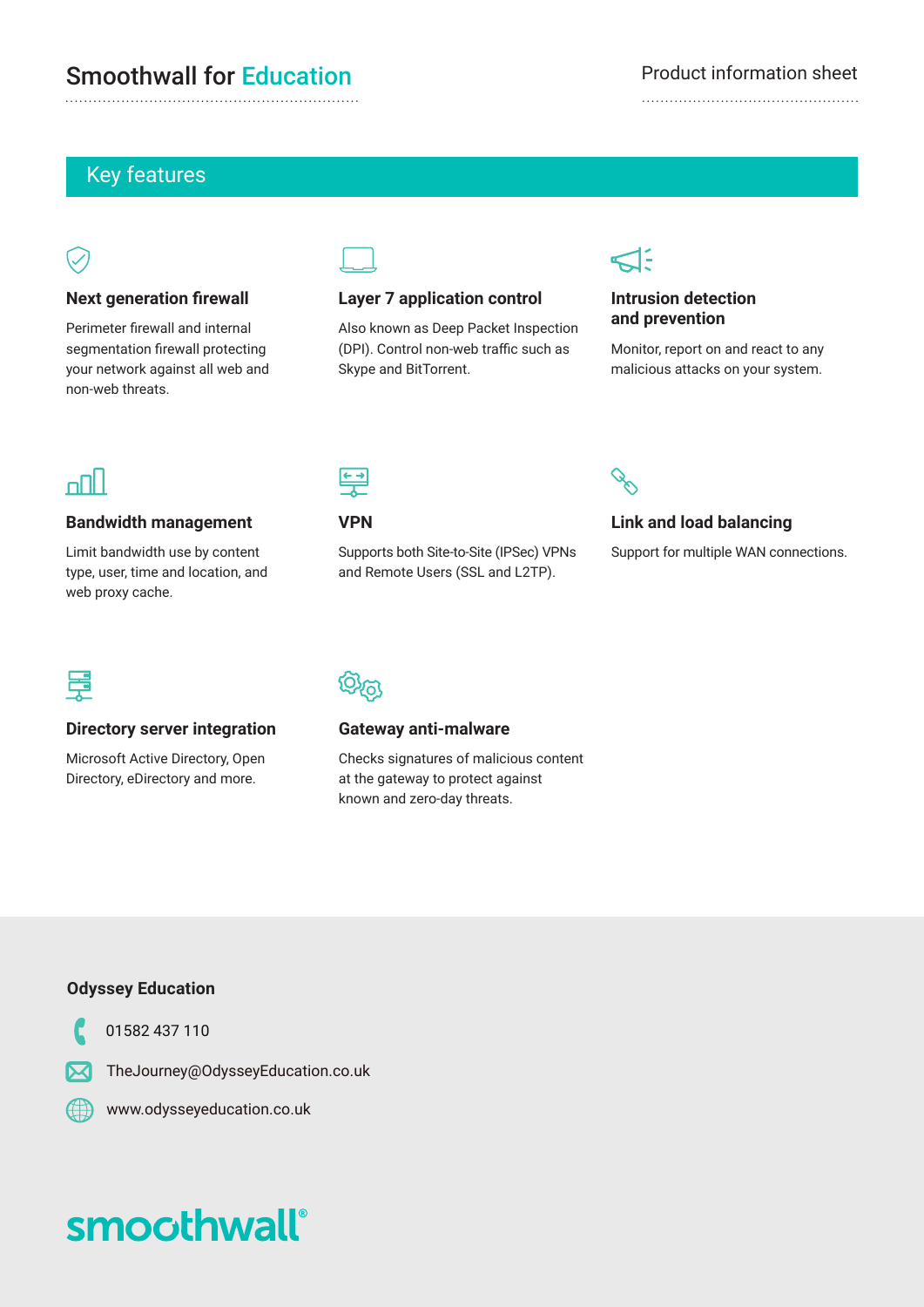# Smoothwall for Education

Product information sheet

## Key features

### Next generation firewall

Perimeter firewall and internal segmentation firewall protecting your network against all web and non-web threats.

### Layer 7 application control

Also known as Deep Packet Inspection (DPI). Control non-web traffic such as Skype and BitTorrent.

### Intrusion detection and prevention

Monitor, report on and react to any malicious attacks on your system.

### Bandwidth management

Limit bandwidth use by content type, user, time and location, and web proxy cache.

### VPN

Supports both Site-to-Site (IPSec) VPNs and Remote Users (SSL and L2TP).

### Link and load balancing

Support for multiple WAN connections.

### Directory server integration

Microsoft Active Directory, Open Directory, eDirectory and more.

### Gateway anti-malware

Checks signatures of malicious content at the gateway to protect against known and zero-day threats.

**Odyssey Education**

01582 437 110

TheJourney@OdysseyEducation.co.uk

www.odysseyeducation.co.uk

smoothwall®